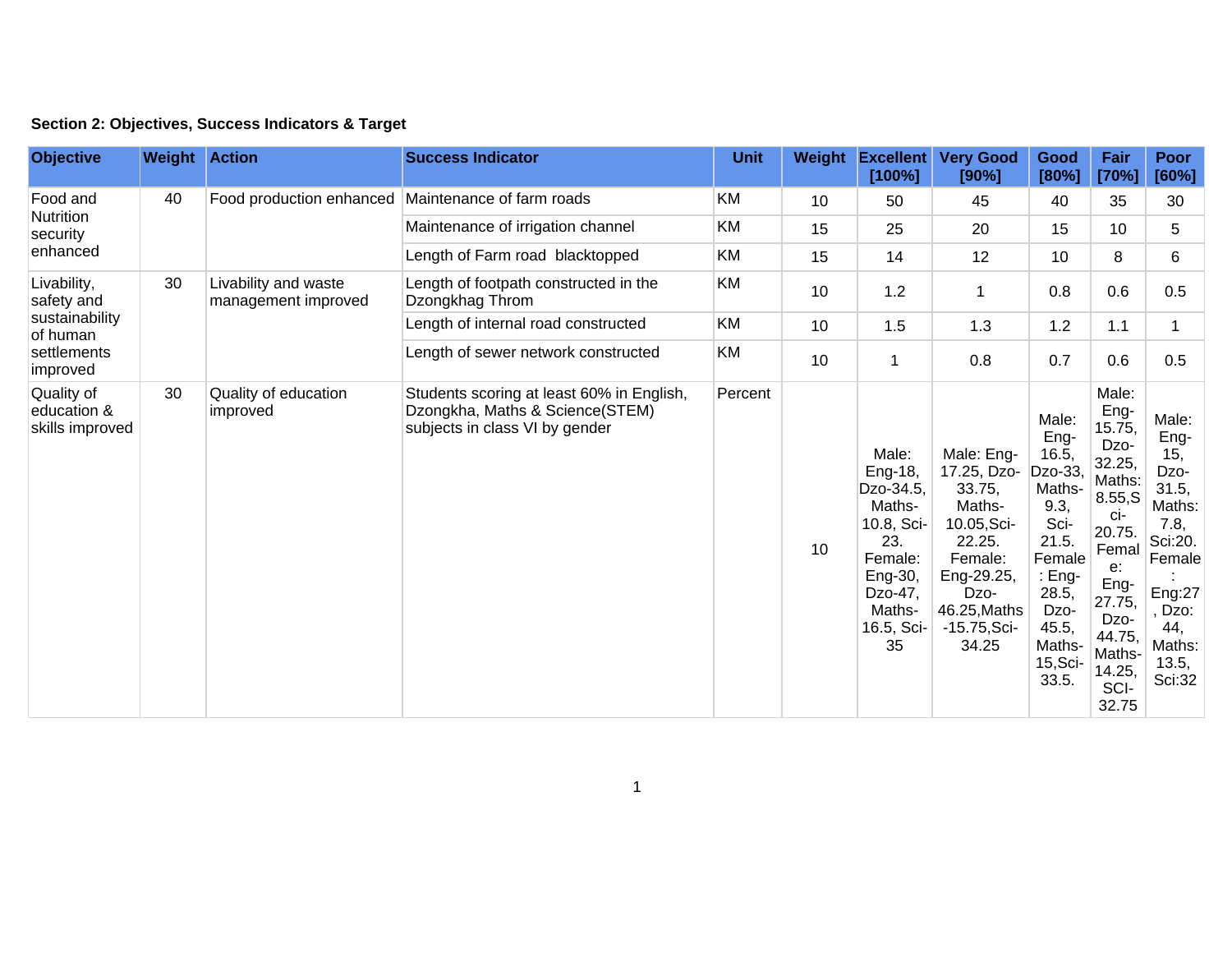**Section 2: Objectives, Success Indicators & Target**

| Objective | Weight | Action | Success Indicator | Unit | Weight | Excellent [100%] | Very Good [90%] | Good [80%] | Fair [70%] | Poor [60%] |
|---|---|---|---|---|---|---|---|---|---|---|
| Food and Nutrition security enhanced | 40 | Food production enhanced | Maintenance of farm roads | KM | 10 | 50 | 45 | 40 | 35 | 30 |
| | | | Maintenance of irrigation channel | KM | 15 | 25 | 20 | 15 | 10 | 5 |
| | | | Length of Farm road blacktopped | KM | 15 | 14 | 12 | 10 | 8 | 6 |
| Livability, safety and sustainability of human settlements improved | 30 | Livability and waste management improved | Length of footpath constructed in the Dzongkhag Throm | KM | 10 | 1.2 | 1 | 0.8 | 0.6 | 0.5 |
| | | | Length of internal road constructed | KM | 10 | 1.5 | 1.3 | 1.2 | 1.1 | 1 |
| | | | Length of sewer network constructed | KM | 10 | 1 | 0.8 | 0.7 | 0.6 | 0.5 |
| Quality of education & skills improved | 30 | Quality of education improved | Students scoring at least 60% in English, Dzongkha, Maths & Science(STEM) subjects in class VI by gender | Percent | 10 | Male: Eng-18, Dzo-34.5, Maths-10.8, Sci-23. Female: Eng-30, Dzo-47, Maths-16.5, Sci-35 | Male: Eng-17.25, Dzo-33.75, Maths-10.05,Sci-22.25. Female: Eng-29.25, Dzo-46.25,Maths-15.75,Sci-34.25 | Male: Eng-16.5, Dzo-33, Maths-9.3, Sci-21.5. Female: Eng-28.5, Dzo-45.5, Maths-15,Sci-33.5. | Male: Eng-15.75, Dzo-32.25, Maths: 8.55,Sci-20.75. Female: Eng-27.75, Dzo-44.75, Maths-14.25, SCI-32.75 | Male: Eng-15, Dzo-31.5, Maths: 7.8, Sci:20. Female: Eng:27, Dzo: 44, Maths: 13.5, Sci:32 |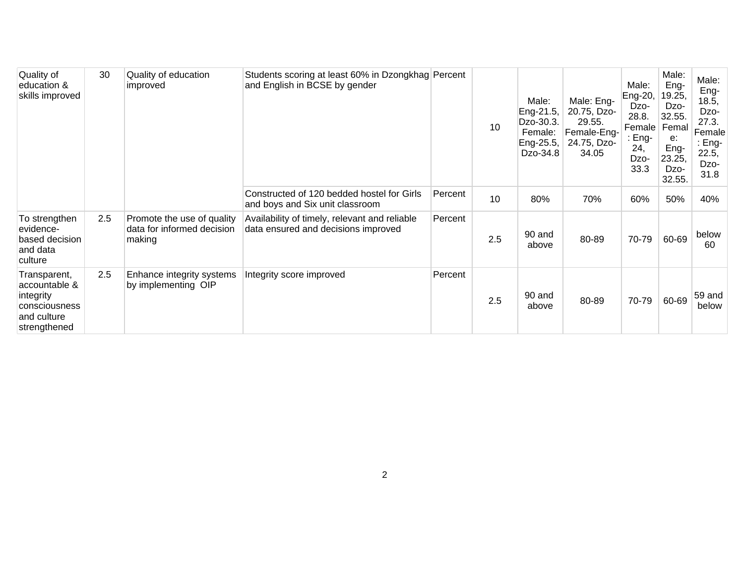| | | | | | | | | | | |
|---|---|---|---|---|---|---|---|---|---|---|
| Quality of education & skills improved | 30 | Quality of education improved | Students scoring at least 60% in Dzongkhag and English in BCSE by gender | Percent | 10 | Male: Eng-21.5, Dzo-30.3. Female: Eng-25.5, Dzo-34.8 | Male: Eng-20.75, Dzo-29.55. Female-Eng-24.75, Dzo-34.05 | Male: Eng-20, Dzo-28.8. Female: Eng-24, Dzo-33.3 | Male: Eng-19.25, Dzo-32.55. Female: Eng-23.25, Dzo-32.55. | Male: Eng-18.5, Dzo-27.3. Female: Eng-22.5, Dzo-31.8 |
| | | | Constructed of 120 bedded hostel for Girls and boys and Six unit classroom | Percent | 10 | 80% | 70% | 60% | 50% | 40% |
| To strengthen evidence-based decision and data culture | 2.5 | Promote the use of quality data for informed decision making | Availability of timely, relevant and reliable data ensured and decisions improved | Percent | 2.5 | 90 and above | 80-89 | 70-79 | 60-69 | below 60 |
| Transparent, accountable & integrity consciousness and culture strengthened | 2.5 | Enhance integrity systems by implementing OIP | Integrity score improved | Percent | 2.5 | 90 and above | 80-89 | 70-79 | 60-69 | 59 and below |